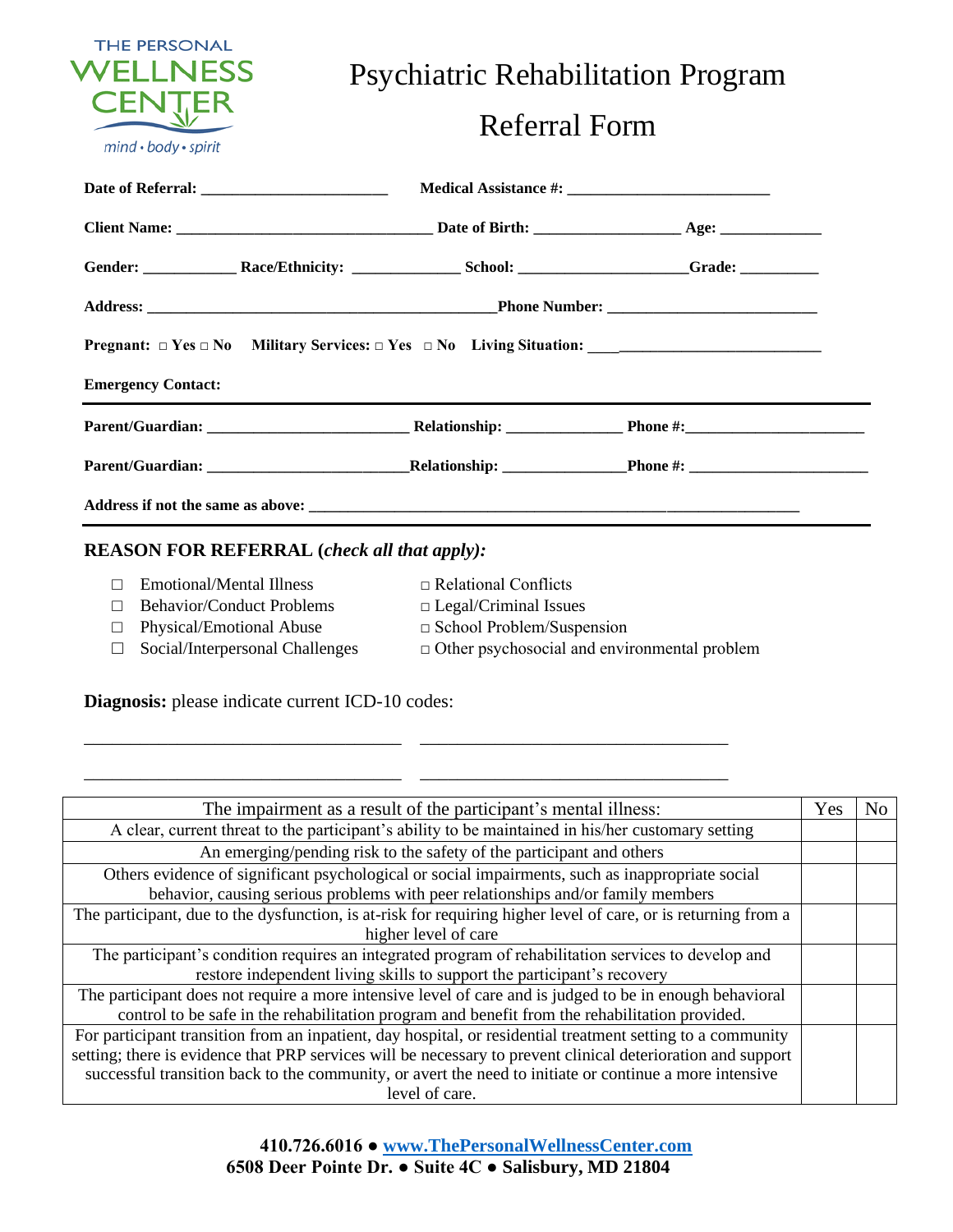THE PERSONAL WELLNESS CENTER
mind • body • spirit

# Psychiatric Rehabilitation Program

# Referral Form

**Date of Referral:** ________________________ **Medical Assistance #:** __________________________

**Client Name:** _________________________________ **Date of Birth:** ___________________ **Age:** _____________

**Gender:** ____________ **Race/Ethnicity:** ______________ **School:** ______________________ **Grade:** __________

**Address:** ______________________________________________ **Phone Number:** ___________________________

**Pregnant:** □ Yes □ No **Military Services:** □ Yes □ No **Living Situation:** ______________________________

**Emergency Contact:**

**Parent/Guardian:** __________________________ **Relationship:** _______________ **Phone #:** ________________________

**Parent/Guardian:** __________________________ **Relationship:** _______________ **Phone #:** ________________________

**Address if not the same as above:** _____________________________________________________________________

## REASON FOR REFERRAL (*check all that apply*):

- ☐ Emotional/Mental Illness
- ☐ Behavior/Conduct Problems
- ☐ Physical/Emotional Abuse
- ☐ Social/Interpersonal Challenges
- □ Relational Conflicts
- □ Legal/Criminal Issues
- □ School Problem/Suspension
- □ Other psychosocial and environmental problem

**Diagnosis:** please indicate current ICD-10 codes:

____________________________________ ____________________________________

____________________________________ ____________________________________

| The impairment as a result of the participant's mental illness: | Yes | No |
|---|---|---|
| A clear, current threat to the participant's ability to be maintained in his/her customary setting | | |
| An emerging/pending risk to the safety of the participant and others | | |
| Others evidence of significant psychological or social impairments, such as inappropriate social behavior, causing serious problems with peer relationships and/or family members | | |
| The participant, due to the dysfunction, is at-risk for requiring higher level of care, or is returning from a higher level of care | | |
| The participant's condition requires an integrated program of rehabilitation services to develop and restore independent living skills to support the participant's recovery | | |
| The participant does not require a more intensive level of care and is judged to be in enough behavioral control to be safe in the rehabilitation program and benefit from the rehabilitation provided. | | |
| For participant transition from an inpatient, day hospital, or residential treatment setting to a community setting; there is evidence that PRP services will be necessary to prevent clinical deterioration and support successful transition back to the community, or avert the need to initiate or continue a more intensive level of care. | | |

**410.726.6016 ● www.ThePersonalWellnessCenter.com**
**6508 Deer Pointe Dr. ● Suite 4C ● Salisbury, MD 21804**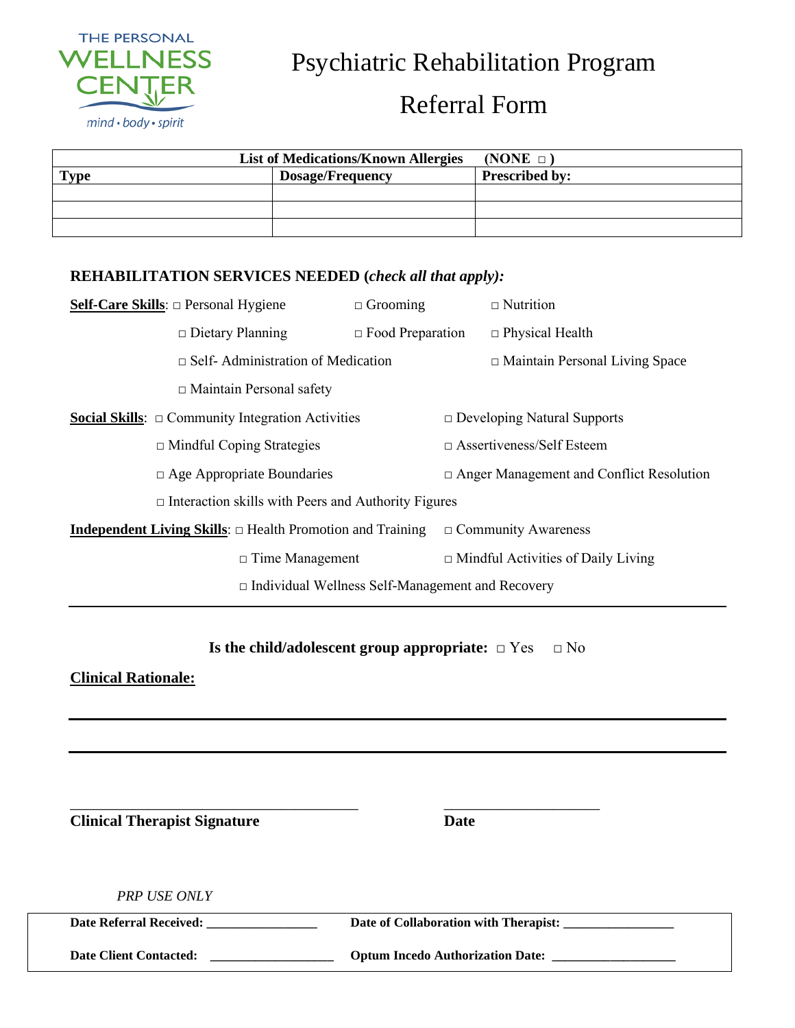THE PERSONAL WELLNESS CENTER
mind • body • spirit

# Psychiatric Rehabilitation Program

# Referral Form

| List of Medications/Known Allergies (NONE □ ) | | |
|---|---|---|
| **Type** | **Dosage/Frequency** | **Prescribed by:** |
| | | |
| | | |
| | | |

**REHABILITATION SERVICES NEEDED (*check all that apply):***

**Self-Care Skills**:
- □ Personal Hygiene
- □ Grooming
- □ Nutrition
- □ Dietary Planning
- □ Food Preparation
- □ Physical Health
- □ Self- Administration of Medication
- □ Maintain Personal Living Space
- □ Maintain Personal safety

**Social Skills**:
- □ Community Integration Activities
- □ Developing Natural Supports
- □ Mindful Coping Strategies
- □ Assertiveness/Self Esteem
- □ Age Appropriate Boundaries
- □ Anger Management and Conflict Resolution
- □ Interaction skills with Peers and Authority Figures

**Independent Living Skills**:
- □ Health Promotion and Training
- □ Community Awareness
- □ Time Management
- □ Mindful Activities of Daily Living
- □ Individual Wellness Self-Management and Recovery

---

**Is the child/adolescent group appropriate:** □ Yes □ No

**Clinical Rationale:**

_______________________________________________

_______________________________________________

_______________________________________ _____________________

**Clinical Therapist Signature** **Date**

*PRP USE ONLY*

**Date Referral Received:** _________________ **Date of Collaboration with Therapist:** _________________

**Date Client Contacted:** ___________________ **Optum Incedo Authorization Date:** ___________________